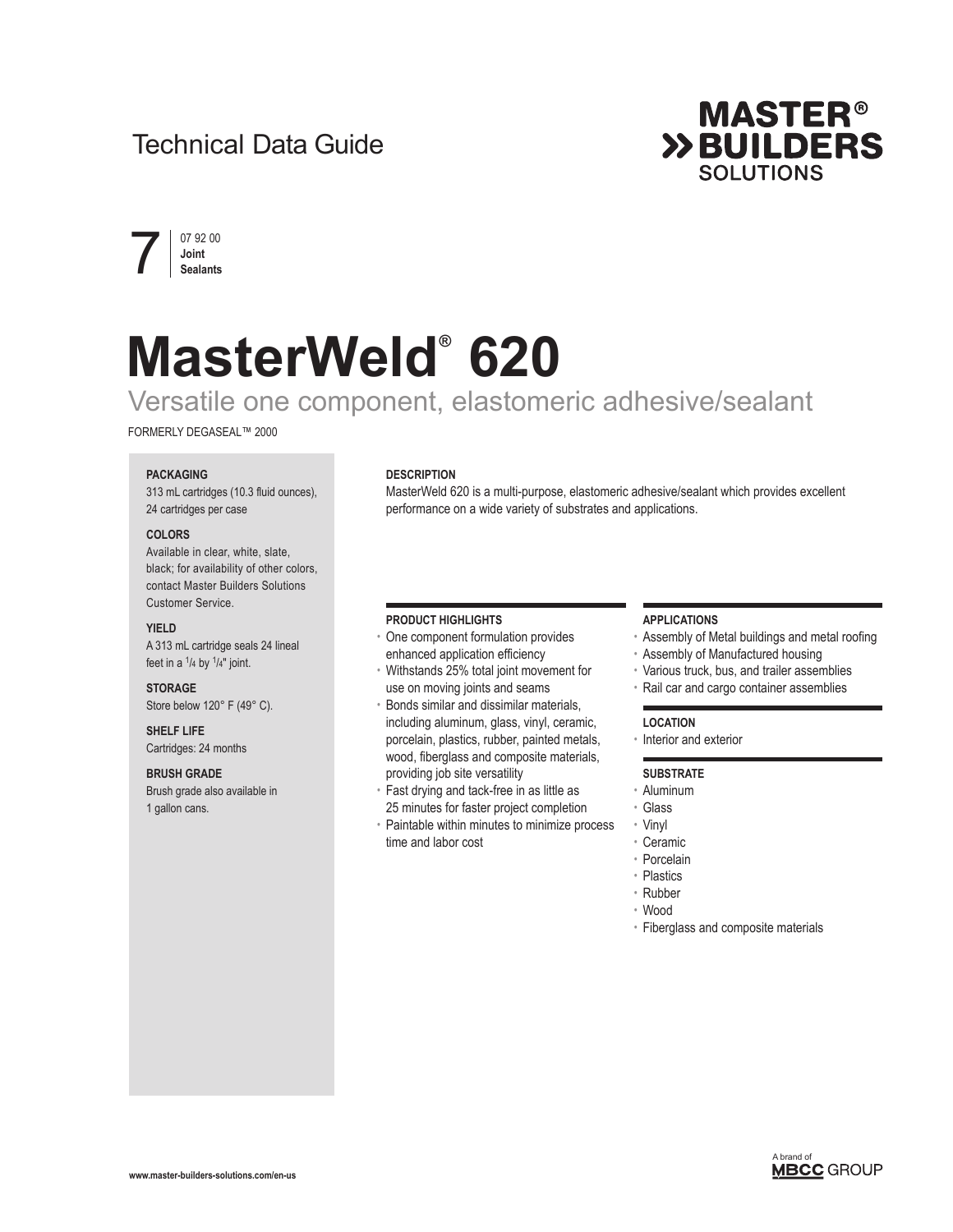Technical Data Guide

MASTER®
BUILDERS
SOLUTIONS

7 | 07 92 00
**Joint Sealants**

# MasterWeld® 620

## Versatile one component, elastomeric adhesive/sealant

FORMERLY DEGASEAL™ 2000

**PACKAGING**
313 mL cartridges (10.3 fluid ounces), 24 cartridges per case

**COLORS**
Available in clear, white, slate, black; for availability of other colors, contact Master Builders Solutions Customer Service.

**YIELD**
A 313 mL cartridge seals 24 lineal feet in a 1/4 by 1/4" joint.

**STORAGE**
Store below 120° F (49° C).

**SHELF LIFE**
Cartridges: 24 months

**BRUSH GRADE**
Brush grade also available in 1 gallon cans.

**DESCRIPTION**

MasterWeld 620 is a multi-purpose, elastomeric adhesive/sealant which provides excellent performance on a wide variety of substrates and applications.

**PRODUCT HIGHLIGHTS**

- One component formulation provides enhanced application efficiency
- Withstands 25% total joint movement for use on moving joints and seams
- Bonds similar and dissimilar materials, including aluminum, glass, vinyl, ceramic, porcelain, plastics, rubber, painted metals, wood, fiberglass and composite materials, providing job site versatility
- Fast drying and tack-free in as little as 25 minutes for faster project completion
- Paintable within minutes to minimize process time and labor cost

**APPLICATIONS**

- Assembly of Metal buildings and metal roofing
- Assembly of Manufactured housing
- Various truck, bus, and trailer assemblies
- Rail car and cargo container assemblies

**LOCATION**

- Interior and exterior

**SUBSTRATE**

- Aluminum
- Glass
- Vinyl
- Ceramic
- Porcelain
- Plastics
- Rubber
- Wood
- Fiberglass and composite materials

www.master-builders-solutions.com/en-us

A brand of MBCC GROUP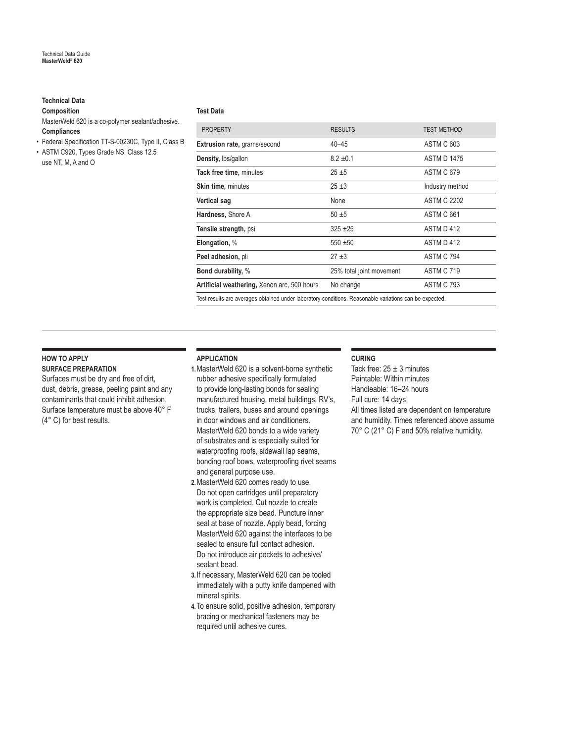## Technical Data

### Composition

MasterWeld 620 is a co-polymer sealant/adhesive.

### Compliances

- Federal Specification TT-S-00230C, Type II, Class B
- ASTM C920, Types Grade NS, Class 12.5 use NT, M, A and O

### Test Data

| PROPERTY | RESULTS | TEST METHOD |
|---|---|---|
| **Extrusion rate,** grams/second | 40–45 | ASTM C 603 |
| **Density,** lbs/gallon | 8.2 ±0.1 | ASTM D 1475 |
| **Tack free time,** minutes | 25 ±5 | ASTM C 679 |
| **Skin time,** minutes | 25 ±3 | Industry method |
| **Vertical sag** | None | ASTM C 2202 |
| **Hardness,** Shore A | 50 ±5 | ASTM C 661 |
| **Tensile strength,** psi | 325 ±25 | ASTM D 412 |
| **Elongation,** % | 550 ±50 | ASTM D 412 |
| **Peel adhesion,** pli | 27 ±3 | ASTM C 794 |
| **Bond durability,** % | 25% total joint movement | ASTM C 719 |
| **Artificial weathering,** Xenon arc, 500 hours | No change | ASTM C 793 |

Test results are averages obtained under laboratory conditions. Reasonable variations can be expected.

## HOW TO APPLY

### SURFACE PREPARATION

Surfaces must be dry and free of dirt, dust, debris, grease, peeling paint and any contaminants that could inhibit adhesion. Surface temperature must be above 40° F (4° C) for best results.

### APPLICATION

1. MasterWeld 620 is a solvent-borne synthetic rubber adhesive specifically formulated to provide long-lasting bonds for sealing manufactured housing, metal buildings, RV's, trucks, trailers, buses and around openings in door windows and air conditioners. MasterWeld 620 bonds to a wide variety of substrates and is especially suited for waterproofing roofs, sidewall lap seams, bonding roof bows, waterproofing rivet seams and general purpose use.
2. MasterWeld 620 comes ready to use. Do not open cartridges until preparatory work is completed. Cut nozzle to create the appropriate size bead. Puncture inner seal at base of nozzle. Apply bead, forcing MasterWeld 620 against the interfaces to be sealed to ensure full contact adhesion. Do not introduce air pockets to adhesive/ sealant bead.
3. If necessary, MasterWeld 620 can be tooled immediately with a putty knife dampened with mineral spirits.
4. To ensure solid, positive adhesion, temporary bracing or mechanical fasteners may be required until adhesive cures.

### CURING

Tack free: 25 ± 3 minutes
Paintable: Within minutes
Handleable: 16–24 hours
Full cure: 14 days
All times listed are dependent on temperature and humidity. Times referenced above assume 70° C (21° C) F and 50% relative humidity.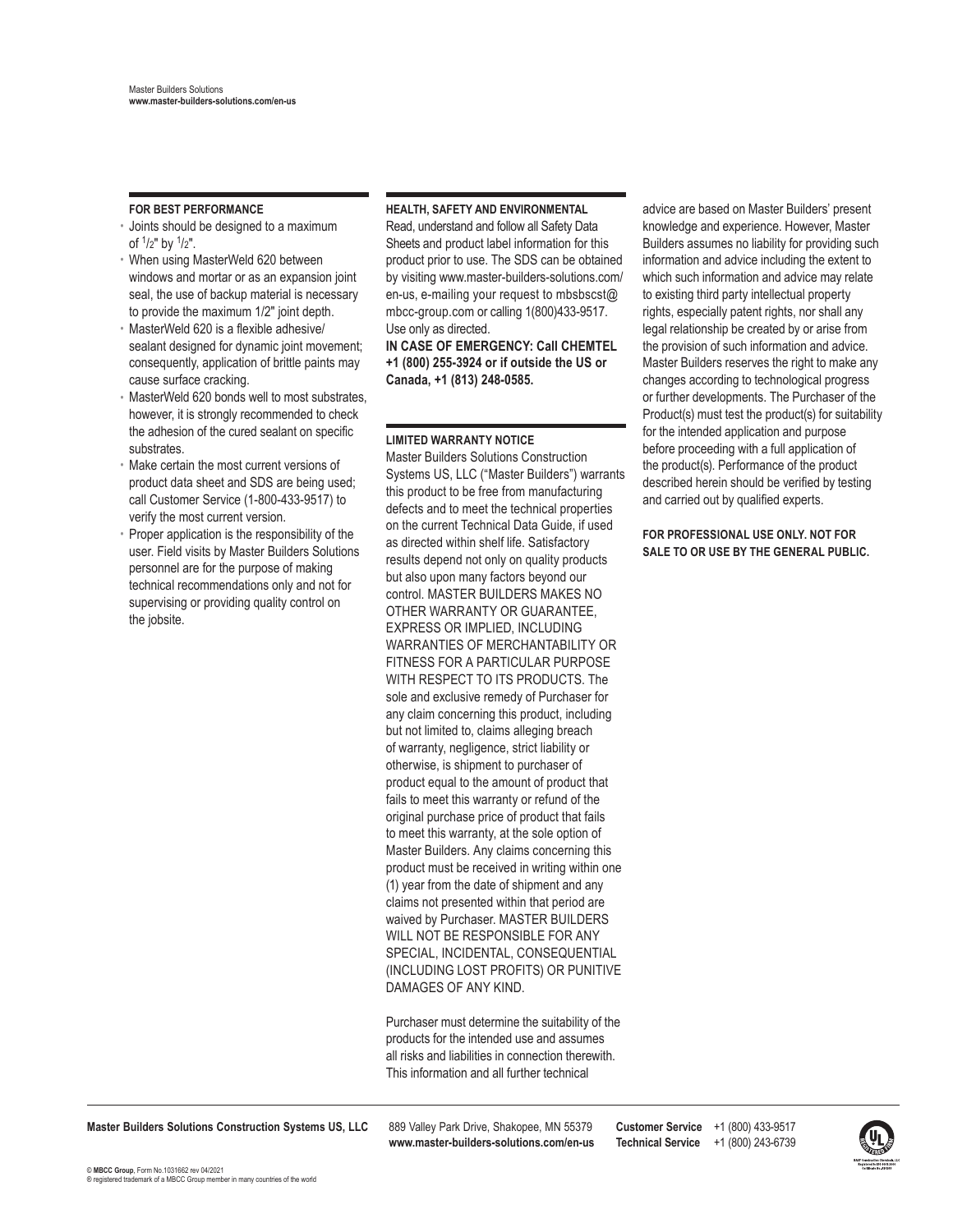## FOR BEST PERFORMANCE

- Joints should be designed to a maximum of 1/2" by 1/2".
- When using MasterWeld 620 between windows and mortar or as an expansion joint seal, the use of backup material is necessary to provide the maximum 1/2" joint depth.
- MasterWeld 620 is a flexible adhesive/sealant designed for dynamic joint movement; consequently, application of brittle paints may cause surface cracking.
- MasterWeld 620 bonds well to most substrates, however, it is strongly recommended to check the adhesion of the cured sealant on specific substrates.
- Make certain the most current versions of product data sheet and SDS are being used; call Customer Service (1-800-433-9517) to verify the most current version.
- Proper application is the responsibility of the user. Field visits by Master Builders Solutions personnel are for the purpose of making technical recommendations only and not for supervising or providing quality control on the jobsite.

## HEALTH, SAFETY AND ENVIRONMENTAL

Read, understand and follow all Safety Data Sheets and product label information for this product prior to use. The SDS can be obtained by visiting www.master-builders-solutions.com/en-us, e-mailing your request to mbsbscst@mbcc-group.com or calling 1(800)433-9517. Use only as directed.

**IN CASE OF EMERGENCY: Call CHEMTEL +1 (800) 255-3924 or if outside the US or Canada, +1 (813) 248-0585.**

## LIMITED WARRANTY NOTICE

Master Builders Solutions Construction Systems US, LLC ("Master Builders") warrants this product to be free from manufacturing defects and to meet the technical properties on the current Technical Data Guide, if used as directed within shelf life. Satisfactory results depend not only on quality products but also upon many factors beyond our control. MASTER BUILDERS MAKES NO OTHER WARRANTY OR GUARANTEE, EXPRESS OR IMPLIED, INCLUDING WARRANTIES OF MERCHANTABILITY OR FITNESS FOR A PARTICULAR PURPOSE WITH RESPECT TO ITS PRODUCTS. The sole and exclusive remedy of Purchaser for any claim concerning this product, including but not limited to, claims alleging breach of warranty, negligence, strict liability or otherwise, is shipment to purchaser of product equal to the amount of product that fails to meet this warranty or refund of the original purchase price of product that fails to meet this warranty, at the sole option of Master Builders. Any claims concerning this product must be received in writing within one (1) year from the date of shipment and any claims not presented within that period are waived by Purchaser. MASTER BUILDERS WILL NOT BE RESPONSIBLE FOR ANY SPECIAL, INCIDENTAL, CONSEQUENTIAL (INCLUDING LOST PROFITS) OR PUNITIVE DAMAGES OF ANY KIND.

Purchaser must determine the suitability of the products for the intended use and assumes all risks and liabilities in connection therewith. This information and all further technical advice are based on Master Builders' present knowledge and experience. However, Master Builders assumes no liability for providing such information and advice including the extent to which such information and advice may relate to existing third party intellectual property rights, especially patent rights, nor shall any legal relationship be created by or arise from the provision of such information and advice. Master Builders reserves the right to make any changes according to technological progress or further developments. The Purchaser of the Product(s) must test the product(s) for suitability for the intended application and purpose before proceeding with a full application of the product(s). Performance of the product described herein should be verified by testing and carried out by qualified experts.

**FOR PROFESSIONAL USE ONLY. NOT FOR SALE TO OR USE BY THE GENERAL PUBLIC.**

**Master Builders Solutions Construction Systems US, LLC** 889 Valley Park Drive, Shakopee, MN 55379 **www.master-builders-solutions.com/en-us**

**Customer Service** +1 (800) 433-9517
**Technical Service** +1 (800) 243-6739

© **MBCC Group**, Form No.1031662 rev 04/2021
® registered trademark of a MBCC Group member in many countries of the world